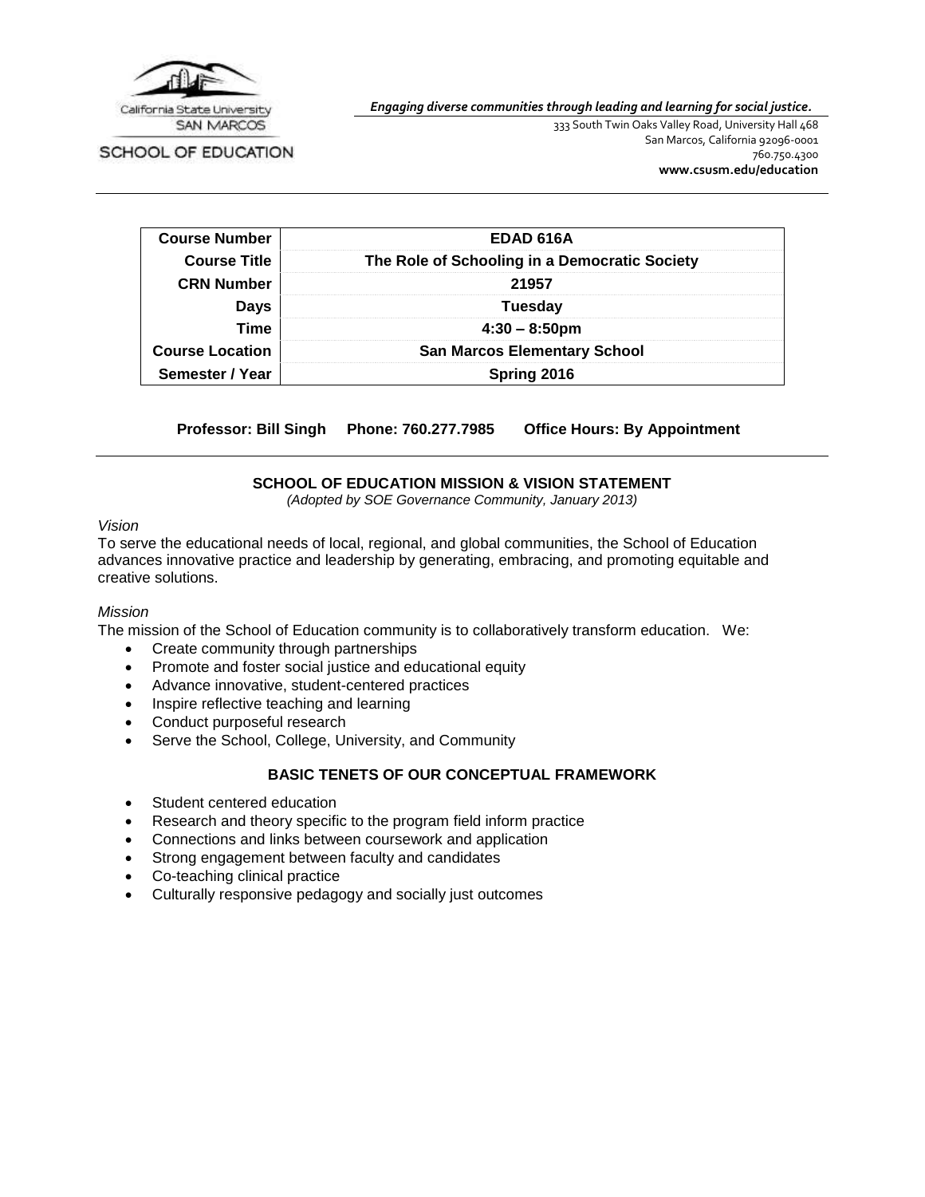California State University SAN MARCOS

SCHOOL OF EDUCATION

***Engaging diverse communities through leading and learning for social justice.***

333 South Twin Oaks Valley Road, University Hall 468
San Marcos, California 92096-0001
760.750.4300
**www.csusm.edu/education**

| **Course Number** | **EDAD 616A** |
|---|---|
| **Course Title** | **The Role of Schooling in a Democratic Society** |
| **CRN Number** | **21957** |
| **Days** | **Tuesday** |
| **Time** | **4:30 – 8:50pm** |
| **Course Location** | **San Marcos Elementary School** |
| **Semester / Year** | **Spring 2016** |

**Professor: Bill Singh Phone: 760.277.7985 Office Hours: By Appointment**

## SCHOOL OF EDUCATION MISSION & VISION STATEMENT

*(Adopted by SOE Governance Community, January 2013)*

*Vision*

To serve the educational needs of local, regional, and global communities, the School of Education advances innovative practice and leadership by generating, embracing, and promoting equitable and creative solutions.

*Mission*

The mission of the School of Education community is to collaboratively transform education. We:

- Create community through partnerships
- Promote and foster social justice and educational equity
- Advance innovative, student-centered practices
- Inspire reflective teaching and learning
- Conduct purposeful research
- Serve the School, College, University, and Community

## BASIC TENETS OF OUR CONCEPTUAL FRAMEWORK

- Student centered education
- Research and theory specific to the program field inform practice
- Connections and links between coursework and application
- Strong engagement between faculty and candidates
- Co-teaching clinical practice
- Culturally responsive pedagogy and socially just outcomes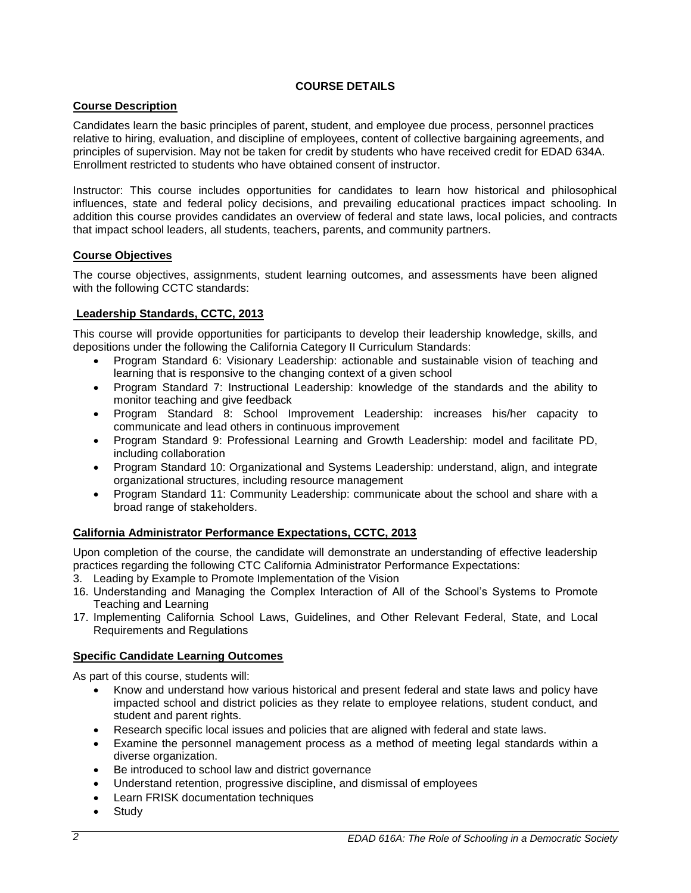# COURSE DETAILS

## Course Description

Candidates learn the basic principles of parent, student, and employee due process, personnel practices relative to hiring, evaluation, and discipline of employees, content of collective bargaining agreements, and principles of supervision. May not be taken for credit by students who have received credit for EDAD 634A. Enrollment restricted to students who have obtained consent of instructor.

Instructor: This course includes opportunities for candidates to learn how historical and philosophical influences, state and federal policy decisions, and prevailing educational practices impact schooling. In addition this course provides candidates an overview of federal and state laws, local policies, and contracts that impact school leaders, all students, teachers, parents, and community partners.

## Course Objectives

The course objectives, assignments, student learning outcomes, and assessments have been aligned with the following CCTC standards:

### Leadership Standards, CCTC, 2013

This course will provide opportunities for participants to develop their leadership knowledge, skills, and depositions under the following the California Category II Curriculum Standards:

- Program Standard 6: Visionary Leadership: actionable and sustainable vision of teaching and learning that is responsive to the changing context of a given school
- Program Standard 7: Instructional Leadership: knowledge of the standards and the ability to monitor teaching and give feedback
- Program Standard 8: School Improvement Leadership: increases his/her capacity to communicate and lead others in continuous improvement
- Program Standard 9: Professional Learning and Growth Leadership: model and facilitate PD, including collaboration
- Program Standard 10: Organizational and Systems Leadership: understand, align, and integrate organizational structures, including resource management
- Program Standard 11: Community Leadership: communicate about the school and share with a broad range of stakeholders.

### California Administrator Performance Expectations, CCTC, 2013

Upon completion of the course, the candidate will demonstrate an understanding of effective leadership practices regarding the following CTC California Administrator Performance Expectations:

3. Leading by Example to Promote Implementation of the Vision
16. Understanding and Managing the Complex Interaction of All of the School's Systems to Promote Teaching and Learning
17. Implementing California School Laws, Guidelines, and Other Relevant Federal, State, and Local Requirements and Regulations

### Specific Candidate Learning Outcomes

As part of this course, students will:

- Know and understand how various historical and present federal and state laws and policy have impacted school and district policies as they relate to employee relations, student conduct, and student and parent rights.
- Research specific local issues and policies that are aligned with federal and state laws.
- Examine the personnel management process as a method of meeting legal standards within a diverse organization.
- Be introduced to school law and district governance
- Understand retention, progressive discipline, and dismissal of employees
- Learn FRISK documentation techniques
- Study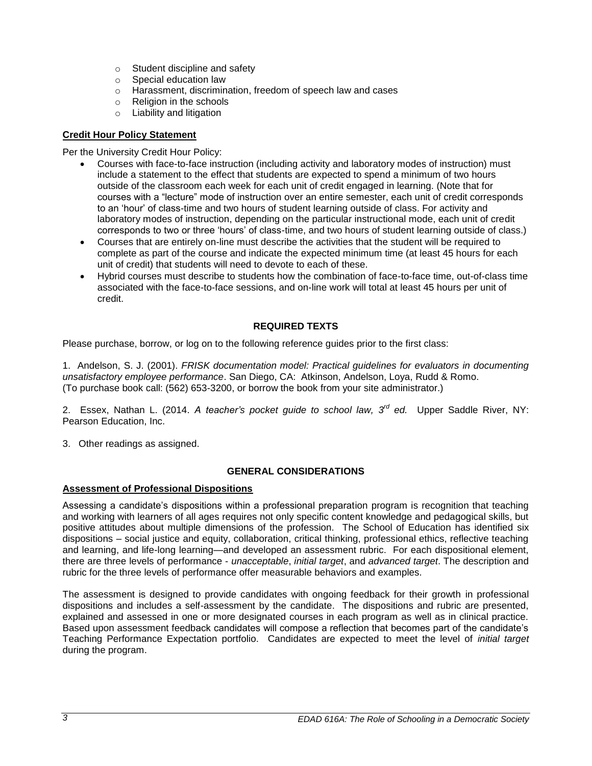- Student discipline and safety
  - Special education law
  - Harassment, discrimination, freedom of speech law and cases
  - Religion in the schools
  - Liability and litigation

**Credit Hour Policy Statement**

Per the University Credit Hour Policy:

- Courses with face-to-face instruction (including activity and laboratory modes of instruction) must include a statement to the effect that students are expected to spend a minimum of two hours outside of the classroom each week for each unit of credit engaged in learning. (Note that for courses with a "lecture" mode of instruction over an entire semester, each unit of credit corresponds to an 'hour' of class-time and two hours of student learning outside of class. For activity and laboratory modes of instruction, depending on the particular instructional mode, each unit of credit corresponds to two or three 'hours' of class-time, and two hours of student learning outside of class.)
- Courses that are entirely on-line must describe the activities that the student will be required to complete as part of the course and indicate the expected minimum time (at least 45 hours for each unit of credit) that students will need to devote to each of these.
- Hybrid courses must describe to students how the combination of face-to-face time, out-of-class time associated with the face-to-face sessions, and on-line work will total at least 45 hours per unit of credit.

## REQUIRED TEXTS

Please purchase, borrow, or log on to the following reference guides prior to the first class:

1. Andelson, S. J. (2001). *FRISK documentation model: Practical guidelines for evaluators in documenting unsatisfactory employee performance*. San Diego, CA: Atkinson, Andelson, Loya, Rudd & Romo. (To purchase book call: (562) 653-3200, or borrow the book from your site administrator.)

2. Essex, Nathan L. (2014. *A teacher's pocket guide to school law, 3rd ed.* Upper Saddle River, NY: Pearson Education, Inc.

3. Other readings as assigned.

## GENERAL CONSIDERATIONS

**Assessment of Professional Dispositions**

Assessing a candidate's dispositions within a professional preparation program is recognition that teaching and working with learners of all ages requires not only specific content knowledge and pedagogical skills, but positive attitudes about multiple dimensions of the profession. The School of Education has identified six dispositions – social justice and equity, collaboration, critical thinking, professional ethics, reflective teaching and learning, and life-long learning—and developed an assessment rubric. For each dispositional element, there are three levels of performance - *unacceptable*, *initial target*, and *advanced target*. The description and rubric for the three levels of performance offer measurable behaviors and examples.

The assessment is designed to provide candidates with ongoing feedback for their growth in professional dispositions and includes a self-assessment by the candidate. The dispositions and rubric are presented, explained and assessed in one or more designated courses in each program as well as in clinical practice. Based upon assessment feedback candidates will compose a reflection that becomes part of the candidate's Teaching Performance Expectation portfolio. Candidates are expected to meet the level of *initial target* during the program.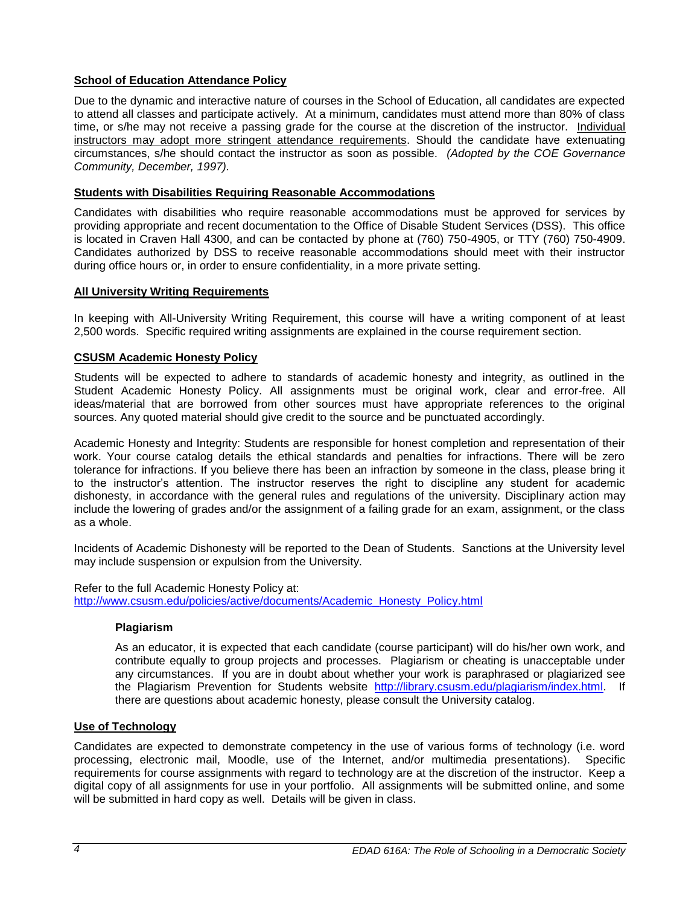## School of Education Attendance Policy

Due to the dynamic and interactive nature of courses in the School of Education, all candidates are expected to attend all classes and participate actively. At a minimum, candidates must attend more than 80% of class time, or s/he may not receive a passing grade for the course at the discretion of the instructor. Individual instructors may adopt more stringent attendance requirements. Should the candidate have extenuating circumstances, s/he should contact the instructor as soon as possible. *(Adopted by the COE Governance Community, December, 1997).*

## Students with Disabilities Requiring Reasonable Accommodations

Candidates with disabilities who require reasonable accommodations must be approved for services by providing appropriate and recent documentation to the Office of Disable Student Services (DSS). This office is located in Craven Hall 4300, and can be contacted by phone at (760) 750-4905, or TTY (760) 750-4909. Candidates authorized by DSS to receive reasonable accommodations should meet with their instructor during office hours or, in order to ensure confidentiality, in a more private setting.

## All University Writing Requirements

In keeping with All-University Writing Requirement, this course will have a writing component of at least 2,500 words. Specific required writing assignments are explained in the course requirement section.

## CSUSM Academic Honesty Policy

Students will be expected to adhere to standards of academic honesty and integrity, as outlined in the Student Academic Honesty Policy. All assignments must be original work, clear and error-free. All ideas/material that are borrowed from other sources must have appropriate references to the original sources. Any quoted material should give credit to the source and be punctuated accordingly.

Academic Honesty and Integrity: Students are responsible for honest completion and representation of their work. Your course catalog details the ethical standards and penalties for infractions. There will be zero tolerance for infractions. If you believe there has been an infraction by someone in the class, please bring it to the instructor's attention. The instructor reserves the right to discipline any student for academic dishonesty, in accordance with the general rules and regulations of the university. Disciplinary action may include the lowering of grades and/or the assignment of a failing grade for an exam, assignment, or the class as a whole.

Incidents of Academic Dishonesty will be reported to the Dean of Students. Sanctions at the University level may include suspension or expulsion from the University.

Refer to the full Academic Honesty Policy at:
http://www.csusm.edu/policies/active/documents/Academic_Honesty_Policy.html

### Plagiarism

As an educator, it is expected that each candidate (course participant) will do his/her own work, and contribute equally to group projects and processes. Plagiarism or cheating is unacceptable under any circumstances. If you are in doubt about whether your work is paraphrased or plagiarized see the Plagiarism Prevention for Students website http://library.csusm.edu/plagiarism/index.html. If there are questions about academic honesty, please consult the University catalog.

## Use of Technology

Candidates are expected to demonstrate competency in the use of various forms of technology (i.e. word processing, electronic mail, Moodle, use of the Internet, and/or multimedia presentations). Specific requirements for course assignments with regard to technology are at the discretion of the instructor. Keep a digital copy of all assignments for use in your portfolio. All assignments will be submitted online, and some will be submitted in hard copy as well. Details will be given in class.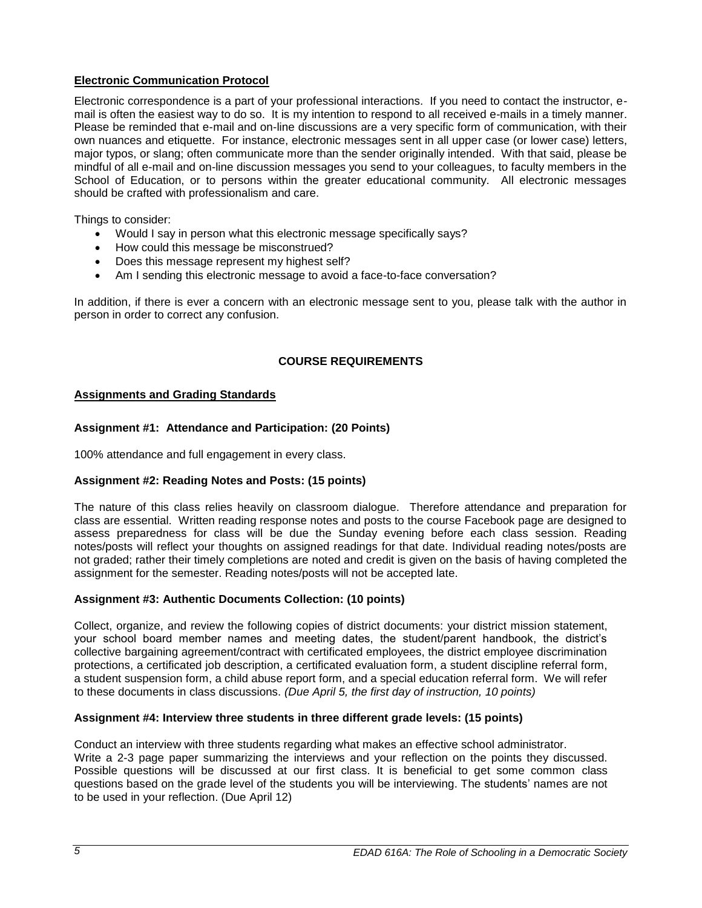**Electronic Communication Protocol**

Electronic correspondence is a part of your professional interactions. If you need to contact the instructor, e-mail is often the easiest way to do so. It is my intention to respond to all received e-mails in a timely manner. Please be reminded that e-mail and on-line discussions are a very specific form of communication, with their own nuances and etiquette. For instance, electronic messages sent in all upper case (or lower case) letters, major typos, or slang; often communicate more than the sender originally intended. With that said, please be mindful of all e-mail and on-line discussion messages you send to your colleagues, to faculty members in the School of Education, or to persons within the greater educational community. All electronic messages should be crafted with professionalism and care.

Things to consider:

- Would I say in person what this electronic message specifically says?
- How could this message be misconstrued?
- Does this message represent my highest self?
- Am I sending this electronic message to avoid a face-to-face conversation?

In addition, if there is ever a concern with an electronic message sent to you, please talk with the author in person in order to correct any confusion.

## COURSE REQUIREMENTS

**Assignments and Grading Standards**

**Assignment #1: Attendance and Participation: (20 Points)**

100% attendance and full engagement in every class.

**Assignment #2: Reading Notes and Posts: (15 points)**

The nature of this class relies heavily on classroom dialogue. Therefore attendance and preparation for class are essential. Written reading response notes and posts to the course Facebook page are designed to assess preparedness for class will be due the Sunday evening before each class session. Reading notes/posts will reflect your thoughts on assigned readings for that date. Individual reading notes/posts are not graded; rather their timely completions are noted and credit is given on the basis of having completed the assignment for the semester. Reading notes/posts will not be accepted late.

**Assignment #3: Authentic Documents Collection: (10 points)**

Collect, organize, and review the following copies of district documents: your district mission statement, your school board member names and meeting dates, the student/parent handbook, the district's collective bargaining agreement/contract with certificated employees, the district employee discrimination protections, a certificated job description, a certificated evaluation form, a student discipline referral form, a student suspension form, a child abuse report form, and a special education referral form. We will refer to these documents in class discussions. *(Due April 5, the first day of instruction, 10 points)*

**Assignment #4: Interview three students in three different grade levels: (15 points)**

Conduct an interview with three students regarding what makes an effective school administrator. Write a 2-3 page paper summarizing the interviews and your reflection on the points they discussed. Possible questions will be discussed at our first class. It is beneficial to get some common class questions based on the grade level of the students you will be interviewing. The students' names are not to be used in your reflection. (Due April 12)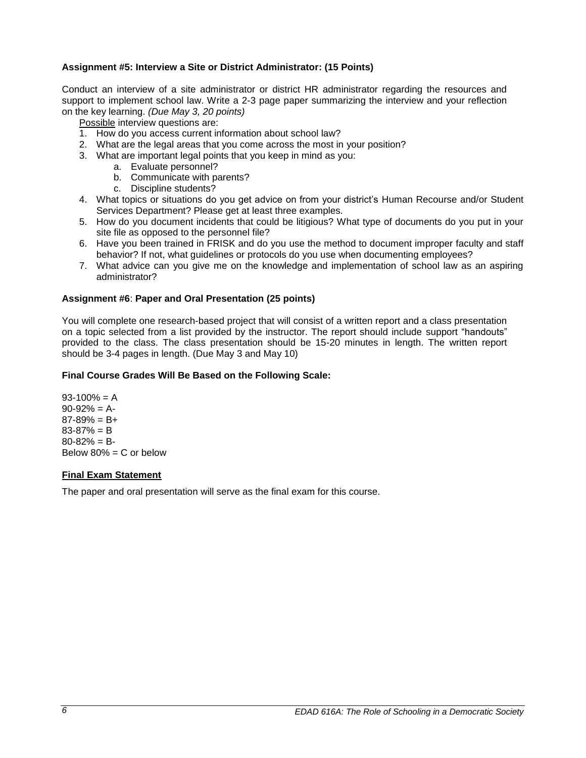**Assignment #5: Interview a Site or District Administrator: (15 Points)**

Conduct an interview of a site administrator or district HR administrator regarding the resources and support to implement school law. Write a 2-3 page paper summarizing the interview and your reflection on the key learning. *(Due May 3, 20 points)*

<u>Possible</u> interview questions are:

1. How do you access current information about school law?
2. What are the legal areas that you come across the most in your position?
3. What are important legal points that you keep in mind as you:
    a. Evaluate personnel?
    b. Communicate with parents?
    c. Discipline students?
4. What topics or situations do you get advice on from your district's Human Recourse and/or Student Services Department? Please get at least three examples.
5. How do you document incidents that could be litigious? What type of documents do you put in your site file as opposed to the personnel file?
6. Have you been trained in FRISK and do you use the method to document improper faculty and staff behavior? If not, what guidelines or protocols do you use when documenting employees?
7. What advice can you give me on the knowledge and implementation of school law as an aspiring administrator?

**Assignment #6**: **Paper and Oral Presentation (25 points)**

You will complete one research-based project that will consist of a written report and a class presentation on a topic selected from a list provided by the instructor. The report should include support "handouts" provided to the class. The class presentation should be 15-20 minutes in length. The written report should be 3-4 pages in length. (Due May 3 and May 10)

**Final Course Grades Will Be Based on the Following Scale:**

93-100% = A
90-92% = A-
87-89% = B+
83-87% = B
80-82% = B-
Below 80% = C or below

**<u>Final Exam Statement</u>**

The paper and oral presentation will serve as the final exam for this course.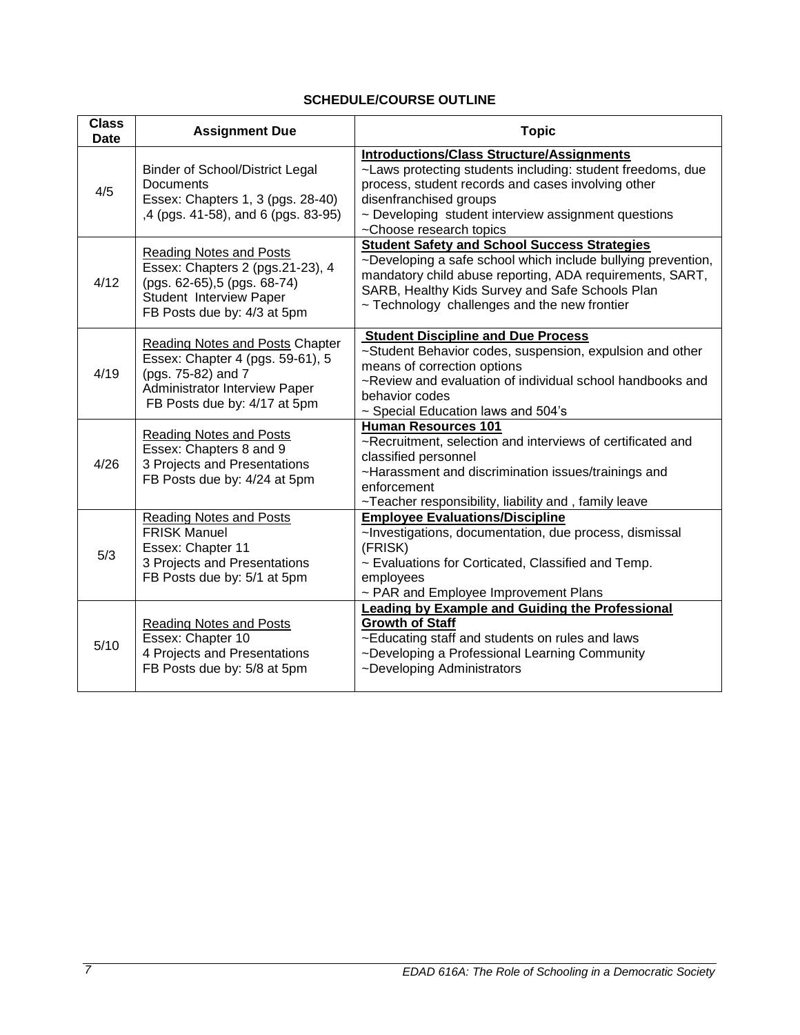**SCHEDULE/COURSE OUTLINE**

| Class Date | Assignment Due | Topic |
|---|---|---|
| 4/5 | Binder of School/District Legal Documents<br>Essex: Chapters 1, 3 (pgs. 28-40) ,4 (pgs. 41-58), and 6 (pgs. 83-95) | **Introductions/Class Structure/Assignments**<br>~Laws protecting students including: student freedoms, due process, student records and cases involving other disenfranchised groups<br>~ Developing student interview assignment questions<br>~Choose research topics |
| 4/12 | Reading Notes and Posts<br>Essex: Chapters 2 (pgs.21-23), 4 (pgs. 62-65),5 (pgs. 68-74)<br>Student Interview Paper<br>FB Posts due by: 4/3 at 5pm | **Student Safety and School Success Strategies**<br>~Developing a safe school which include bullying prevention, mandatory child abuse reporting, ADA requirements, SART, SARB, Healthy Kids Survey and Safe Schools Plan<br>~ Technology challenges and the new frontier |
| 4/19 | Reading Notes and Posts Chapter<br>Essex: Chapter 4 (pgs. 59-61), 5 (pgs. 75-82) and 7<br>Administrator Interview Paper<br>FB Posts due by: 4/17 at 5pm | **Student Discipline and Due Process**<br>~Student Behavior codes, suspension, expulsion and other means of correction options<br>~Review and evaluation of individual school handbooks and behavior codes<br>~ Special Education laws and 504's |
| 4/26 | Reading Notes and Posts<br>Essex: Chapters 8 and 9<br>3 Projects and Presentations<br>FB Posts due by: 4/24 at 5pm | **Human Resources 101**<br>~Recruitment, selection and interviews of certificated and classified personnel<br>~Harassment and discrimination issues/trainings and enforcement<br>~Teacher responsibility, liability and , family leave |
| 5/3 | Reading Notes and Posts<br>FRISK Manuel<br>Essex: Chapter 11<br>3 Projects and Presentations<br>FB Posts due by: 5/1 at 5pm | **Employee Evaluations/Discipline**<br>~Investigations, documentation, due process, dismissal (FRISK)<br>~ Evaluations for Corticated, Classified and Temp. employees<br>~ PAR and Employee Improvement Plans |
| 5/10 | Reading Notes and Posts<br>Essex: Chapter 10<br>4 Projects and Presentations<br>FB Posts due by: 5/8 at 5pm | **Leading by Example and Guiding the Professional Growth of Staff**<br>~Educating staff and students on rules and laws<br>~Developing a Professional Learning Community<br>~Developing Administrators |